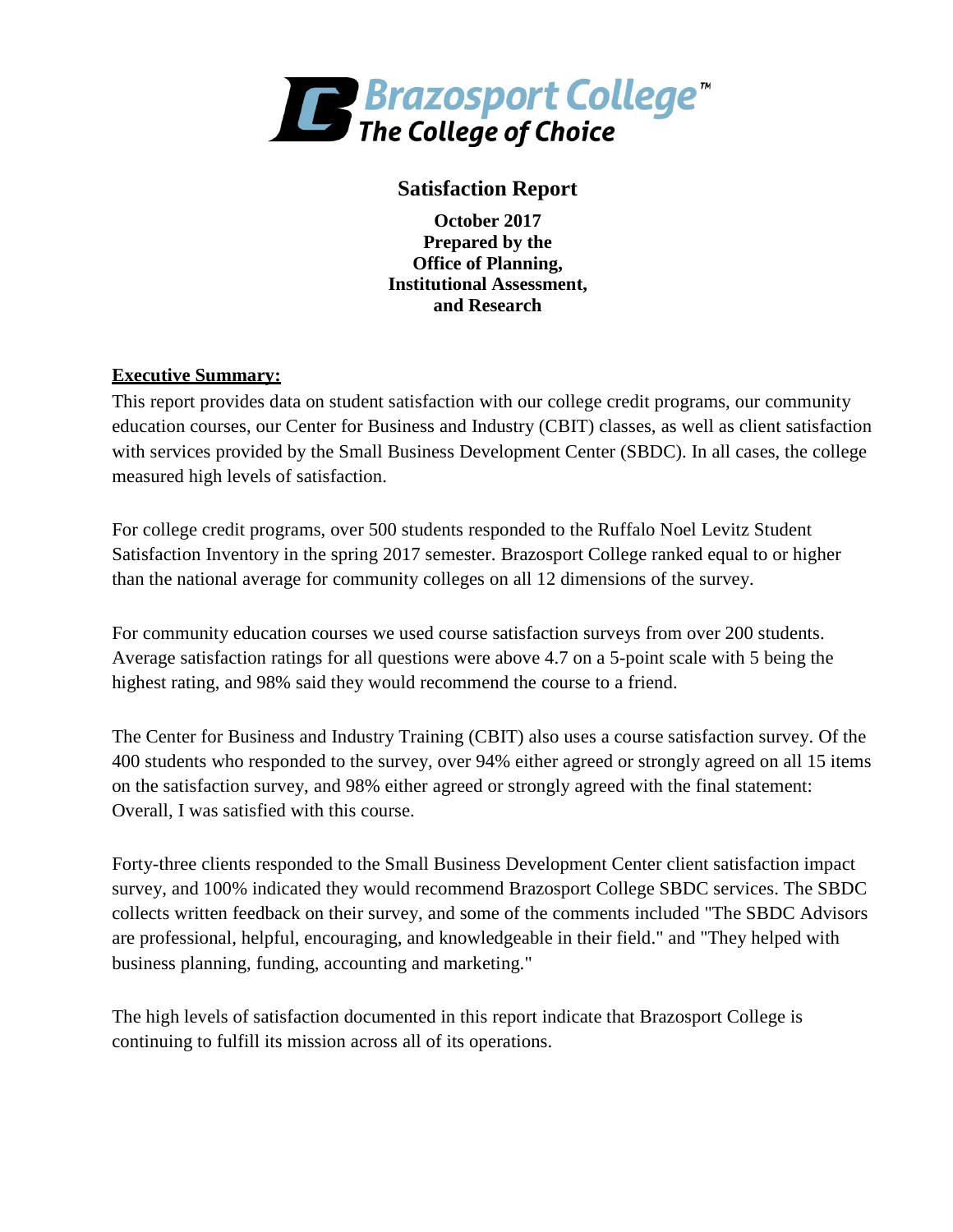Brazosport College™
The College of Choice

# Satisfaction Report

**October 2017**
**Prepared by the**
**Office of Planning,**
**Institutional Assessment,**
**and Research**

## Executive Summary:

This report provides data on student satisfaction with our college credit programs, our community education courses, our Center for Business and Industry (CBIT) classes, as well as client satisfaction with services provided by the Small Business Development Center (SBDC). In all cases, the college measured high levels of satisfaction.

For college credit programs, over 500 students responded to the Ruffalo Noel Levitz Student Satisfaction Inventory in the spring 2017 semester. Brazosport College ranked equal to or higher than the national average for community colleges on all 12 dimensions of the survey.

For community education courses we used course satisfaction surveys from over 200 students. Average satisfaction ratings for all questions were above 4.7 on a 5-point scale with 5 being the highest rating, and 98% said they would recommend the course to a friend.

The Center for Business and Industry Training (CBIT) also uses a course satisfaction survey. Of the 400 students who responded to the survey, over 94% either agreed or strongly agreed on all 15 items on the satisfaction survey, and 98% either agreed or strongly agreed with the final statement: Overall, I was satisfied with this course.

Forty-three clients responded to the Small Business Development Center client satisfaction impact survey, and 100% indicated they would recommend Brazosport College SBDC services. The SBDC collects written feedback on their survey, and some of the comments included "The SBDC Advisors are professional, helpful, encouraging, and knowledgeable in their field." and "They helped with business planning, funding, accounting and marketing."

The high levels of satisfaction documented in this report indicate that Brazosport College is continuing to fulfill its mission across all of its operations.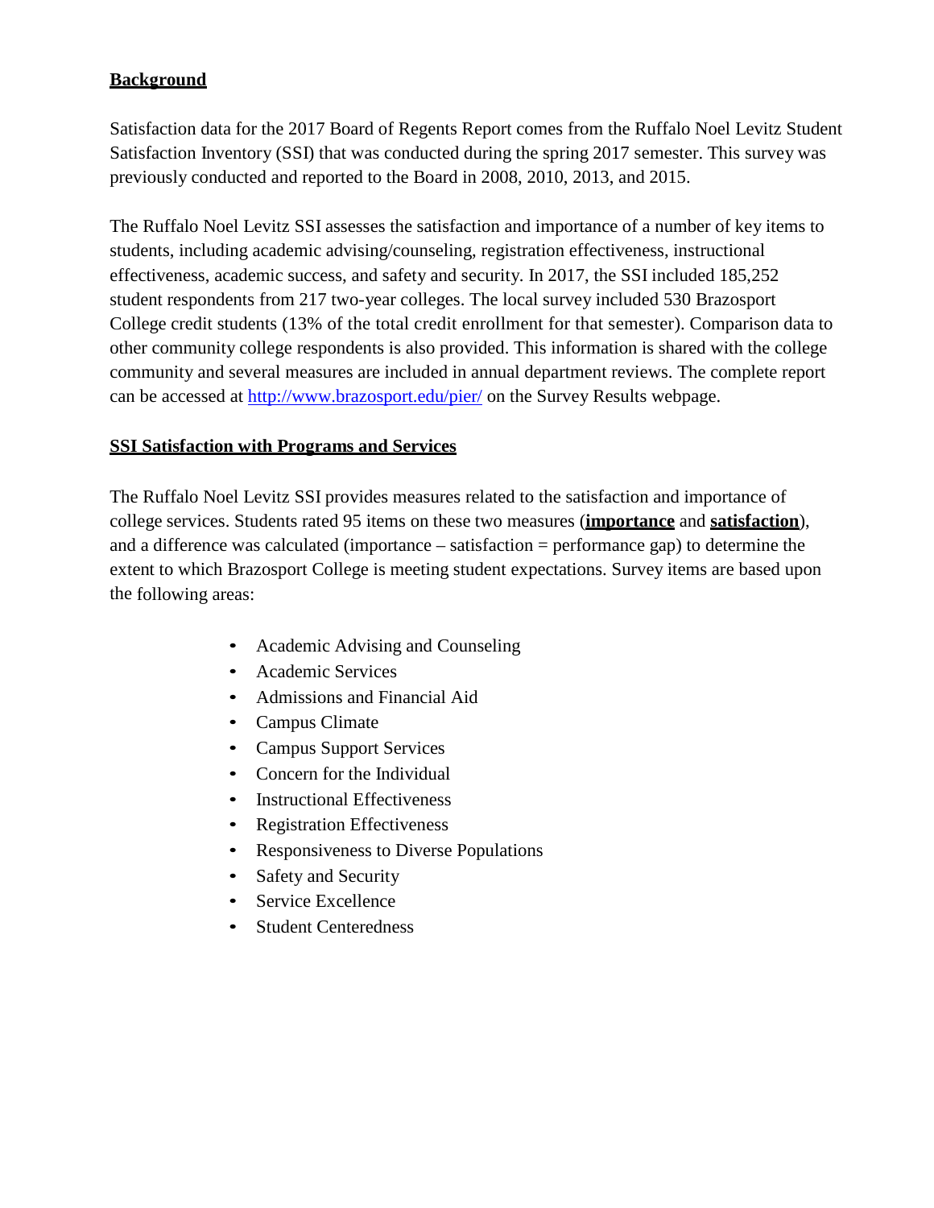## **Background**

Satisfaction data for the 2017 Board of Regents Report comes from the Ruffalo Noel Levitz Student Satisfaction Inventory (SSI) that was conducted during the spring 2017 semester. This survey was previously conducted and reported to the Board in 2008, 2010, 2013, and 2015.

The Ruffalo Noel Levitz SSI assesses the satisfaction and importance of a number of key items to students, including academic advising/counseling, registration effectiveness, instructional effectiveness, academic success, and safety and security. In 2017, the SSI included 185,252 student respondents from 217 two-year colleges. The local survey included 530 Brazosport College credit students (13% of the total credit enrollment for that semester). Comparison data to other community college respondents is also provided. This information is shared with the college community and several measures are included in annual department reviews. The complete report can be accessed at [http://www.brazosport.edu/pier/](http://www.brazosport.edu/pier/) on the Survey Results webpage.

## **SSI Satisfaction with Programs and Services**

The Ruffalo Noel Levitz SSI provides measures related to the satisfaction and importance of college services. Students rated 95 items on these two measures (**importance** and **satisfaction**), and a difference was calculated (importance – satisfaction = performance gap) to determine the extent to which Brazosport College is meeting student expectations. Survey items are based upon the following areas:

- Academic Advising and Counseling
- Academic Services
- Admissions and Financial Aid
- Campus Climate
- Campus Support Services
- Concern for the Individual
- Instructional Effectiveness
- Registration Effectiveness
- Responsiveness to Diverse Populations
- Safety and Security
- Service Excellence
- Student Centeredness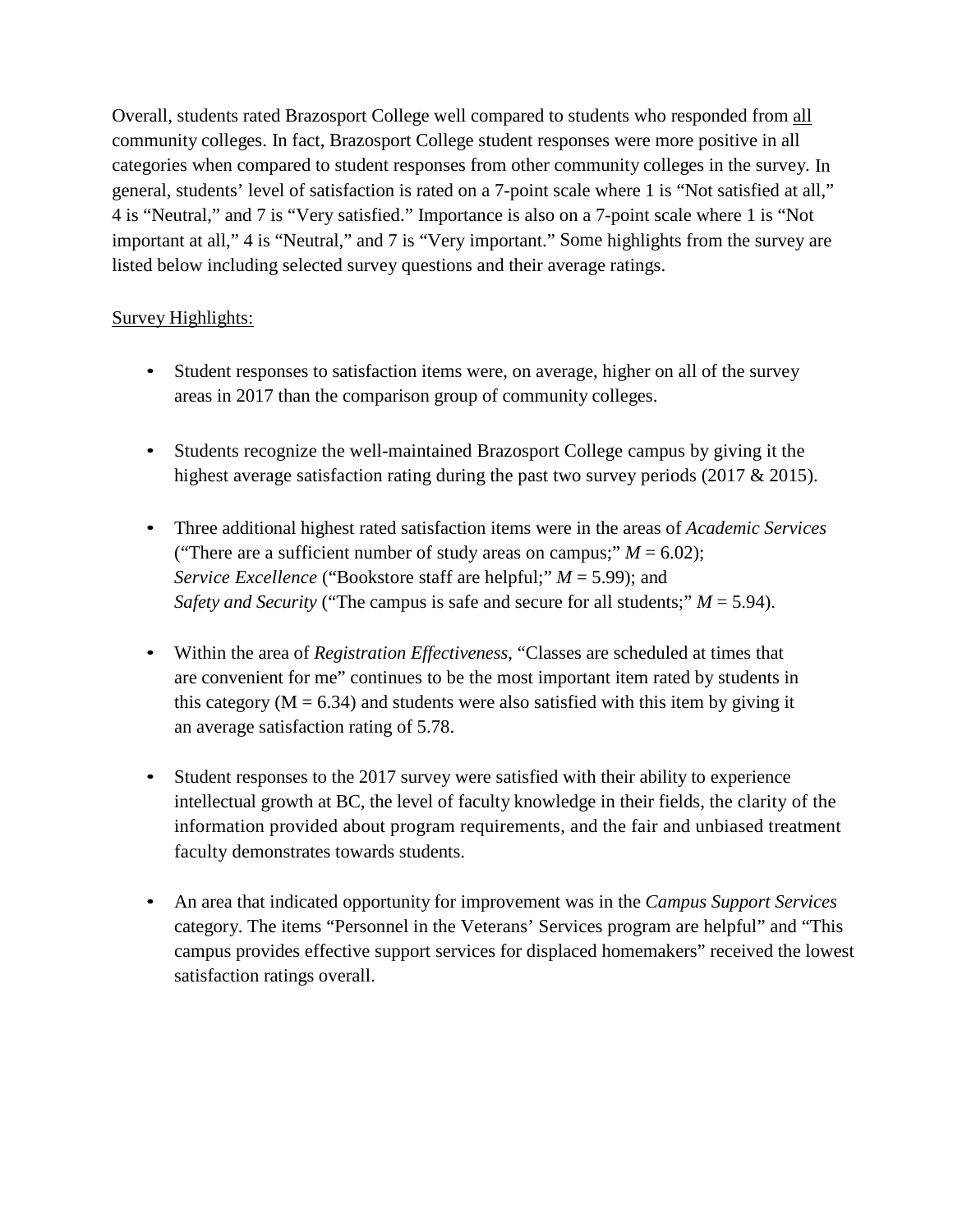Overall, students rated Brazosport College well compared to students who responded from <u>all</u> community colleges. In fact, Brazosport College student responses were more positive in all categories when compared to student responses from other community colleges in the survey. In general, students' level of satisfaction is rated on a 7-point scale where 1 is "Not satisfied at all," 4 is "Neutral," and 7 is "Very satisfied." Importance is also on a 7-point scale where 1 is "Not important at all," 4 is "Neutral," and 7 is "Very important." Some highlights from the survey are listed below including selected survey questions and their average ratings.

<u>Survey Highlights:</u>

- Student responses to satisfaction items were, on average, higher on all of the survey areas in 2017 than the comparison group of community colleges.

- Students recognize the well-maintained Brazosport College campus by giving it the highest average satisfaction rating during the past two survey periods (2017 & 2015).

- Three additional highest rated satisfaction items were in the areas of *Academic Services* ("There are a sufficient number of study areas on campus;" $M = 6.02$); *Service Excellence* ("Bookstore staff are helpful;" $M = 5.99$); and *Safety and Security* ("The campus is safe and secure for all students;" $M = 5.94$).

- Within the area of *Registration Effectiveness*, "Classes are scheduled at times that are convenient for me" continues to be the most important item rated by students in this category ($M = 6.34$) and students were also satisfied with this item by giving it an average satisfaction rating of 5.78.

- Student responses to the 2017 survey were satisfied with their ability to experience intellectual growth at BC, the level of faculty knowledge in their fields, the clarity of the information provided about program requirements, and the fair and unbiased treatment faculty demonstrates towards students.

- An area that indicated opportunity for improvement was in the *Campus Support Services* category. The items "Personnel in the Veterans' Services program are helpful" and "This campus provides effective support services for displaced homemakers" received the lowest satisfaction ratings overall.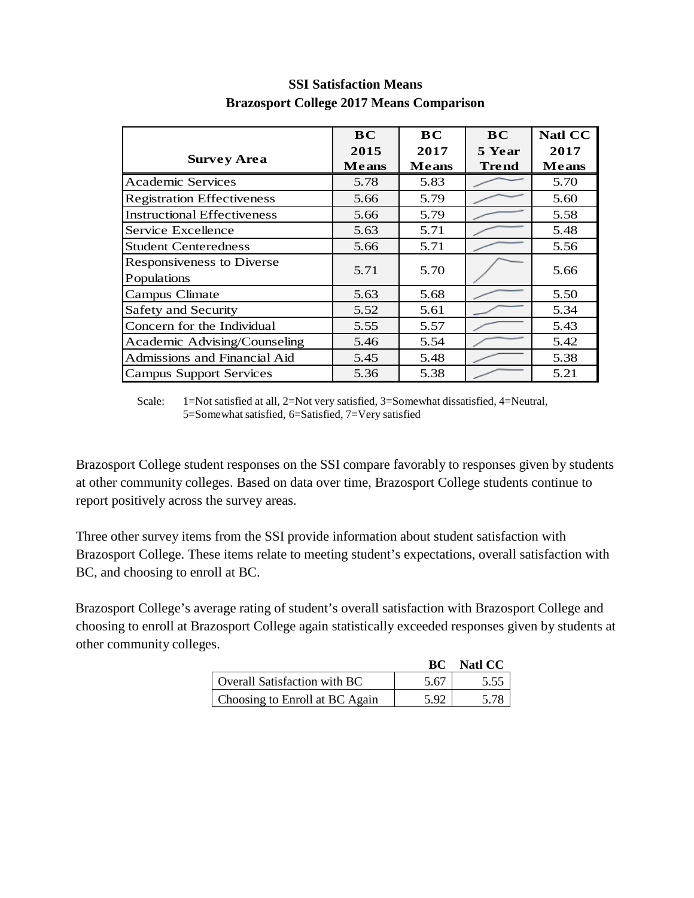**SSI Satisfaction Means**
**Brazosport College 2017 Means Comparison**

| Survey Area | BC 2015 Means | BC 2017 Means | BC 5 Year Trend | Natl CC 2017 Means |
|---|---|---|---|---|
| Academic Services | 5.78 | 5.83 | | 5.70 |
| Registration Effectiveness | 5.66 | 5.79 | | 5.60 |
| Instructional Effectiveness | 5.66 | 5.79 | | 5.58 |
| Service Excellence | 5.63 | 5.71 | | 5.48 |
| Student Centeredness | 5.66 | 5.71 | | 5.56 |
| Responsiveness to Diverse Populations | 5.71 | 5.70 | | 5.66 |
| Campus Climate | 5.63 | 5.68 | | 5.50 |
| Safety and Security | 5.52 | 5.61 | | 5.34 |
| Concern for the Individual | 5.55 | 5.57 | | 5.43 |
| Academic Advising/Counseling | 5.46 | 5.54 | | 5.42 |
| Admissions and Financial Aid | 5.45 | 5.48 | | 5.38 |
| Campus Support Services | 5.36 | 5.38 | | 5.21 |

Scale: 1=Not satisfied at all, 2=Not very satisfied, 3=Somewhat dissatisfied, 4=Neutral, 5=Somewhat satisfied, 6=Satisfied, 7=Very satisfied

Brazosport College student responses on the SSI compare favorably to responses given by students at other community colleges. Based on data over time, Brazosport College students continue to report positively across the survey areas.

Three other survey items from the SSI provide information about student satisfaction with Brazosport College. These items relate to meeting student's expectations, overall satisfaction with BC, and choosing to enroll at BC.

Brazosport College's average rating of student's overall satisfaction with Brazosport College and choosing to enroll at Brazosport College again statistically exceeded responses given by students at other community colleges.

| | BC | Natl CC |
|---|---|---|
| Overall Satisfaction with BC | 5.67 | 5.55 |
| Choosing to Enroll at BC Again | 5.92 | 5.78 |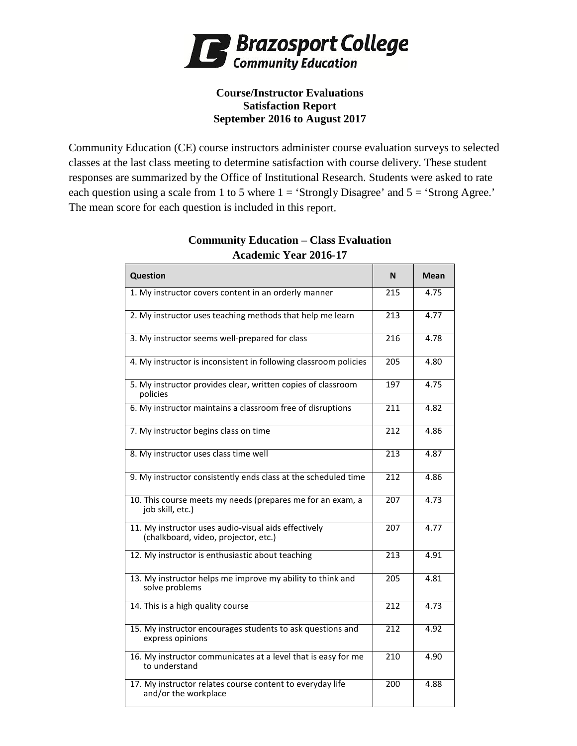# Brazosport College
## Community Education

**Course/Instructor Evaluations**
**Satisfaction Report**
**September 2016 to August 2017**

Community Education (CE) course instructors administer course evaluation surveys to selected classes at the last class meeting to determine satisfaction with course delivery. These student responses are summarized by the Office of Institutional Research. Students were asked to rate each question using a scale from 1 to 5 where 1 = 'Strongly Disagree' and 5 = 'Strong Agree.' The mean score for each question is included in this report.

**Community Education – Class Evaluation**
**Academic Year 2016-17**

| Question | N | Mean |
|---|---|---|
| 1. My instructor covers content in an orderly manner | 215 | 4.75 |
| 2. My instructor uses teaching methods that help me learn | 213 | 4.77 |
| 3. My instructor seems well-prepared for class | 216 | 4.78 |
| 4. My instructor is inconsistent in following classroom policies | 205 | 4.80 |
| 5. My instructor provides clear, written copies of classroom policies | 197 | 4.75 |
| 6. My instructor maintains a classroom free of disruptions | 211 | 4.82 |
| 7. My instructor begins class on time | 212 | 4.86 |
| 8. My instructor uses class time well | 213 | 4.87 |
| 9. My instructor consistently ends class at the scheduled time | 212 | 4.86 |
| 10. This course meets my needs (prepares me for an exam, a job skill, etc.) | 207 | 4.73 |
| 11. My instructor uses audio-visual aids effectively (chalkboard, video, projector, etc.) | 207 | 4.77 |
| 12. My instructor is enthusiastic about teaching | 213 | 4.91 |
| 13. My instructor helps me improve my ability to think and solve problems | 205 | 4.81 |
| 14. This is a high quality course | 212 | 4.73 |
| 15. My instructor encourages students to ask questions and express opinions | 212 | 4.92 |
| 16. My instructor communicates at a level that is easy for me to understand | 210 | 4.90 |
| 17. My instructor relates course content to everyday life and/or the workplace | 200 | 4.88 |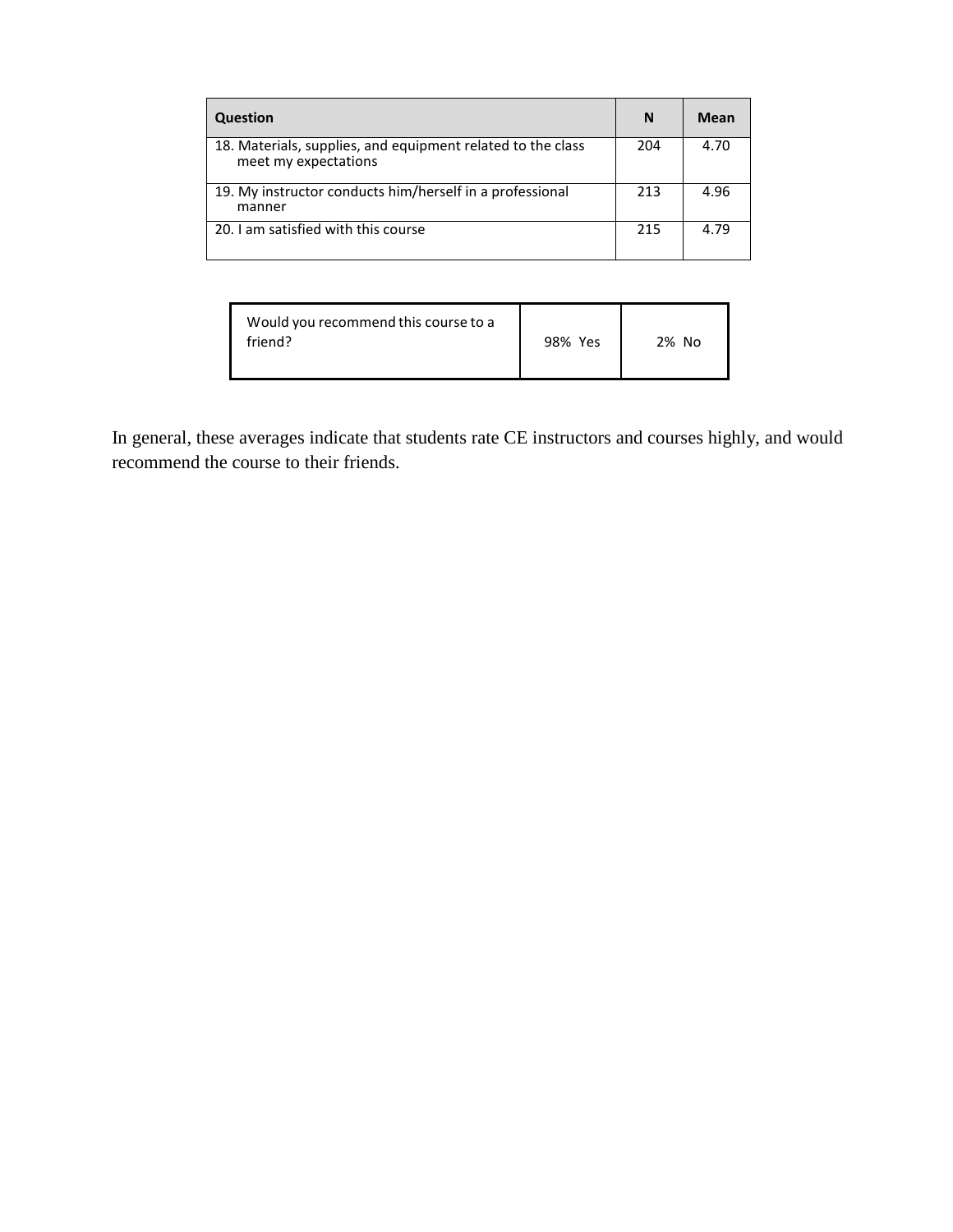| Question | N | Mean |
| --- | --- | --- |
| 18. Materials, supplies, and equipment related to the class meet my expectations | 204 | 4.70 |
| 19. My instructor conducts him/herself in a professional manner | 213 | 4.96 |
| 20. I am satisfied with this course | 215 | 4.79 |

| Would you recommend this course to a friend? | 98% Yes | 2% No |
| --- | --- | --- |

In general, these averages indicate that students rate CE instructors and courses highly, and would recommend the course to their friends.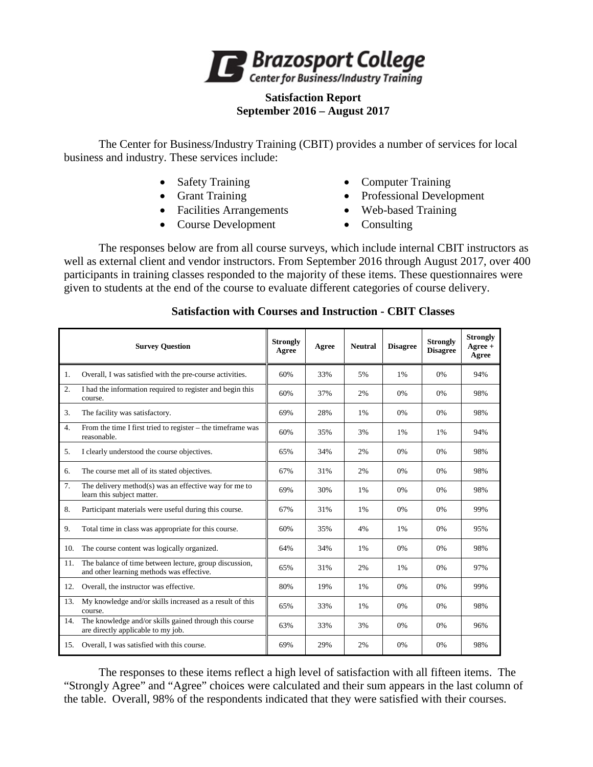**Brazosport College**
**Center for Business/Industry Training**

## Satisfaction Report
## September 2016 – August 2017

The Center for Business/Industry Training (CBIT) provides a number of services for local business and industry. These services include:

- Safety Training
- Grant Training
- Facilities Arrangements
- Course Development
- Computer Training
- Professional Development
- Web-based Training
- Consulting

The responses below are from all course surveys, which include internal CBIT instructors as well as external client and vendor instructors. From September 2016 through August 2017, over 400 participants in training classes responded to the majority of these items. These questionnaires were given to students at the end of the course to evaluate different categories of course delivery.

### Satisfaction with Courses and Instruction - CBIT Classes

| Survey Question | Strongly Agree | Agree | Neutral | Disagree | Strongly Disagree | Strongly Agree + Agree |
|---|---|---|---|---|---|---|
| 1. Overall, I was satisfied with the pre-course activities. | 60% | 33% | 5% | 1% | 0% | 94% |
| 2. I had the information required to register and begin this course. | 60% | 37% | 2% | 0% | 0% | 98% |
| 3. The facility was satisfactory. | 69% | 28% | 1% | 0% | 0% | 98% |
| 4. From the time I first tried to register – the timeframe was reasonable. | 60% | 35% | 3% | 1% | 1% | 94% |
| 5. I clearly understood the course objectives. | 65% | 34% | 2% | 0% | 0% | 98% |
| 6. The course met all of its stated objectives. | 67% | 31% | 2% | 0% | 0% | 98% |
| 7. The delivery method(s) was an effective way for me to learn this subject matter. | 69% | 30% | 1% | 0% | 0% | 98% |
| 8. Participant materials were useful during this course. | 67% | 31% | 1% | 0% | 0% | 99% |
| 9. Total time in class was appropriate for this course. | 60% | 35% | 4% | 1% | 0% | 95% |
| 10. The course content was logically organized. | 64% | 34% | 1% | 0% | 0% | 98% |
| 11. The balance of time between lecture, group discussion, and other learning methods was effective. | 65% | 31% | 2% | 1% | 0% | 97% |
| 12. Overall, the instructor was effective. | 80% | 19% | 1% | 0% | 0% | 99% |
| 13. My knowledge and/or skills increased as a result of this course. | 65% | 33% | 1% | 0% | 0% | 98% |
| 14. The knowledge and/or skills gained through this course are directly applicable to my job. | 63% | 33% | 3% | 0% | 0% | 96% |
| 15. Overall, I was satisfied with this course. | 69% | 29% | 2% | 0% | 0% | 98% |

The responses to these items reflect a high level of satisfaction with all fifteen items. The "Strongly Agree" and "Agree" choices were calculated and their sum appears in the last column of the table. Overall, 98% of the respondents indicated that they were satisfied with their courses.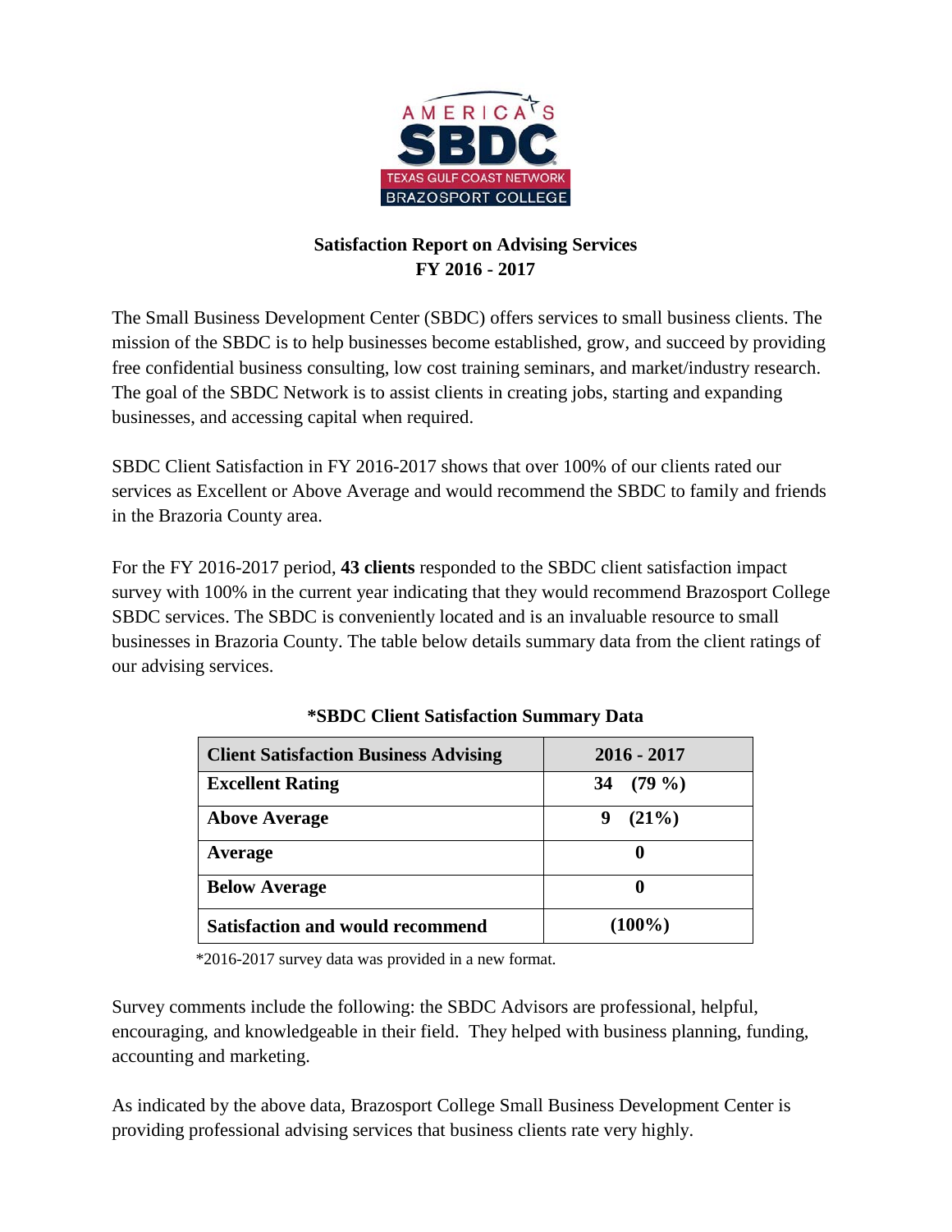AMERICA'S SBDC
TEXAS GULF COAST NETWORK
BRAZOSPORT COLLEGE

**Satisfaction Report on Advising Services**
**FY 2016 - 2017**

The Small Business Development Center (SBDC) offers services to small business clients. The mission of the SBDC is to help businesses become established, grow, and succeed by providing free confidential business consulting, low cost training seminars, and market/industry research. The goal of the SBDC Network is to assist clients in creating jobs, starting and expanding businesses, and accessing capital when required.

SBDC Client Satisfaction in FY 2016-2017 shows that over 100% of our clients rated our services as Excellent or Above Average and would recommend the SBDC to family and friends in the Brazoria County area.

For the FY 2016-2017 period, **43 clients** responded to the SBDC client satisfaction impact survey with 100% in the current year indicating that they would recommend Brazosport College SBDC services. The SBDC is conveniently located and is an invaluable resource to small businesses in Brazoria County. The table below details summary data from the client ratings of our advising services.

**\*SBDC Client Satisfaction Summary Data**

| Client Satisfaction Business Advising | 2016 - 2017 |
|---|---|
| **Excellent Rating** | **34 (79 %)** |
| **Above Average** | **9 (21%)** |
| **Average** | **0** |
| **Below Average** | **0** |
| **Satisfaction and would recommend** | **(100%)** |

*2016-2017 survey data was provided in a new format.

Survey comments include the following: the SBDC Advisors are professional, helpful, encouraging, and knowledgeable in their field. They helped with business planning, funding, accounting and marketing.

As indicated by the above data, Brazosport College Small Business Development Center is providing professional advising services that business clients rate very highly.